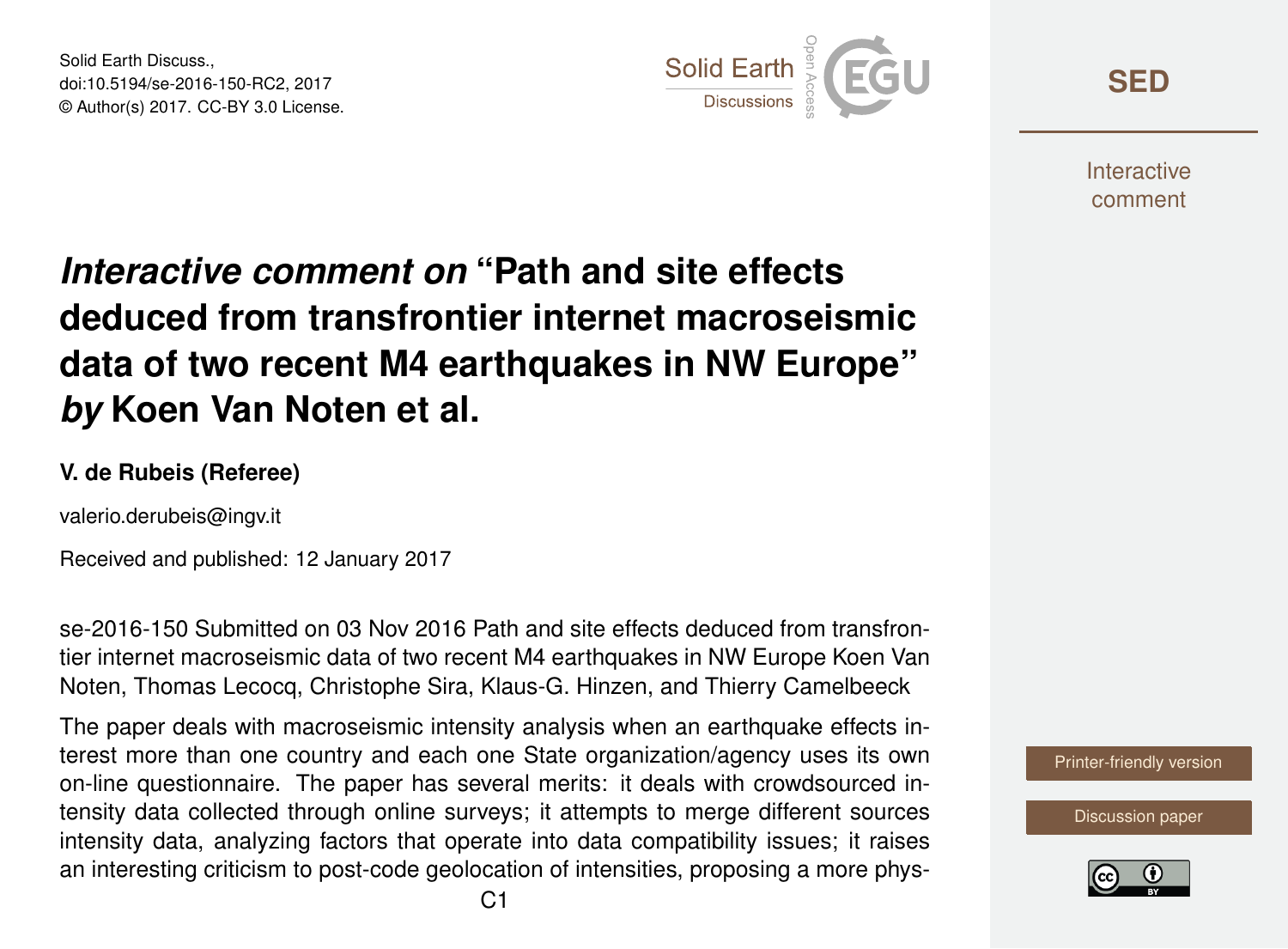# *Interactive comment on* "Path and site effects deduced from transfrontier internet macroseismic data of two recent M4 earthquakes in NW Europe" *by* Koen Van Noten et al.

**V. de Rubeis (Referee)**

valerio.derubeis@ingv.it

Received and published: 12 January 2017

se-2016-150 Submitted on 03 Nov 2016 Path and site effects deduced from transfrontier internet macroseismic data of two recent M4 earthquakes in NW Europe Koen Van Noten, Thomas Lecocq, Christophe Sira, Klaus-G. Hinzen, and Thierry Camelbeeck

The paper deals with macroseismic intensity analysis when an earthquake effects interest more than one country and each one State organization/agency uses its own on-line questionnaire. The paper has several merits: it deals with crowdsourced intensity data collected through online surveys; it attempts to merge different sources intensity data, analyzing factors that operate into data compatibility issues; it raises an interesting criticism to post-code geolocation of intensities, proposing a more phys-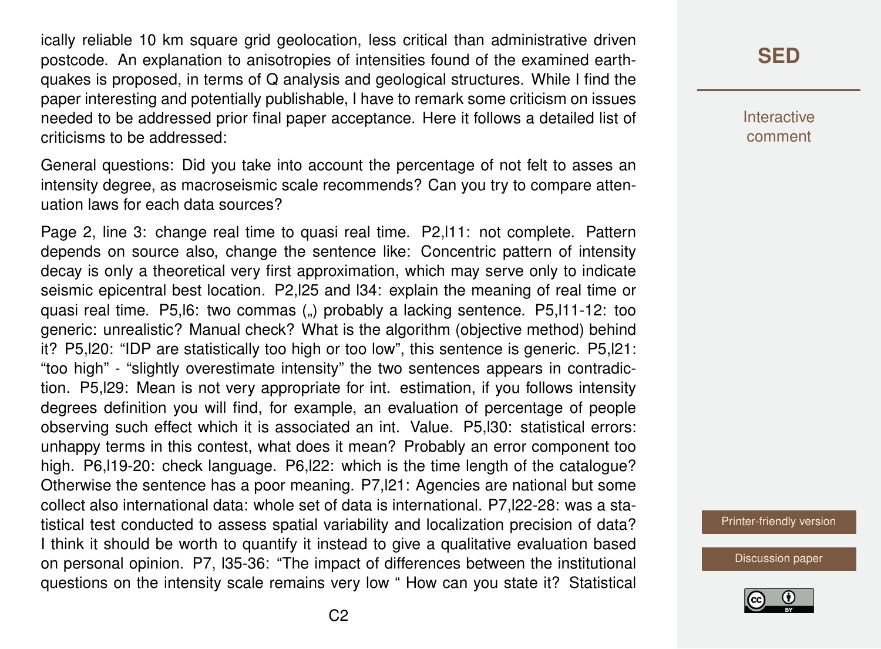ically reliable 10 km square grid geolocation, less critical than administrative driven postcode. An explanation to anisotropies of intensities found of the examined earthquakes is proposed, in terms of Q analysis and geological structures. While I find the paper interesting and potentially publishable, I have to remark some criticism on issues needed to be addressed prior final paper acceptance. Here it follows a detailed list of criticisms to be addressed:

General questions: Did you take into account the percentage of not felt to asses an intensity degree, as macroseismic scale recommends? Can you try to compare attenuation laws for each data sources?

Page 2, line 3: change real time to quasi real time. P2,l11: not complete. Pattern depends on source also, change the sentence like: Concentric pattern of intensity decay is only a theoretical very first approximation, which may serve only to indicate seismic epicentral best location. P2,l25 and l34: explain the meaning of real time or quasi real time. P5,l6: two commas („) probably a lacking sentence. P5,l11-12: too generic: unrealistic? Manual check? What is the algorithm (objective method) behind it? P5,l20: "IDP are statistically too high or too low", this sentence is generic. P5,l21: "too high" - "slightly overestimate intensity" the two sentences appears in contradiction. P5,l29: Mean is not very appropriate for int. estimation, if you follows intensity degrees definition you will find, for example, an evaluation of percentage of people observing such effect which it is associated an int. Value. P5,l30: statistical errors: unhappy terms in this contest, what does it mean? Probably an error component too high. P6,l19-20: check language. P6,l22: which is the time length of the catalogue? Otherwise the sentence has a poor meaning. P7,l21: Agencies are national but some collect also international data: whole set of data is international. P7,l22-28: was a statistical test conducted to assess spatial variability and localization precision of data? I think it should be worth to quantify it instead to give a qualitative evaluation based on personal opinion. P7, l35-36: "The impact of differences between the institutional questions on the intensity scale remains very low " How can you state it? Statistical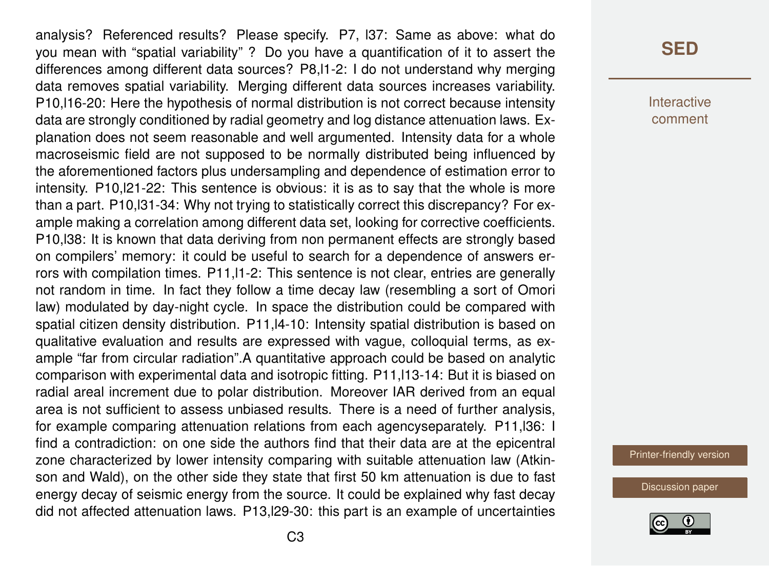analysis? Referenced results? Please specify. P7, l37: Same as above: what do you mean with "spatial variability" ? Do you have a quantification of it to assert the differences among different data sources? P8,l1-2: I do not understand why merging data removes spatial variability. Merging different data sources increases variability. P10,l16-20: Here the hypothesis of normal distribution is not correct because intensity data are strongly conditioned by radial geometry and log distance attenuation laws. Explanation does not seem reasonable and well argumented. Intensity data for a whole macroseismic field are not supposed to be normally distributed being influenced by the aforementioned factors plus undersampling and dependence of estimation error to intensity. P10,l21-22: This sentence is obvious: it is as to say that the whole is more than a part. P10,l31-34: Why not trying to statistically correct this discrepancy? For example making a correlation among different data set, looking for corrective coefficients. P10,l38: It is known that data deriving from non permanent effects are strongly based on compilers' memory: it could be useful to search for a dependence of answers errors with compilation times. P11,l1-2: This sentence is not clear, entries are generally not random in time. In fact they follow a time decay law (resembling a sort of Omori law) modulated by day-night cycle. In space the distribution could be compared with spatial citizen density distribution. P11,l4-10: Intensity spatial distribution is based on qualitative evaluation and results are expressed with vague, colloquial terms, as example "far from circular radiation".A quantitative approach could be based on analytic comparison with experimental data and isotropic fitting. P11,l13-14: But it is biased on radial areal increment due to polar distribution. Moreover IAR derived from an equal area is not sufficient to assess unbiased results. There is a need of further analysis, for example comparing attenuation relations from each agencyseparately. P11,l36: I find a contradiction: on one side the authors find that their data are at the epicentral zone characterized by lower intensity comparing with suitable attenuation law (Atkinson and Wald), on the other side they state that first 50 km attenuation is due to fast energy decay of seismic energy from the source. It could be explained why fast decay did not affected attenuation laws. P13,l29-30: this part is an example of uncertainties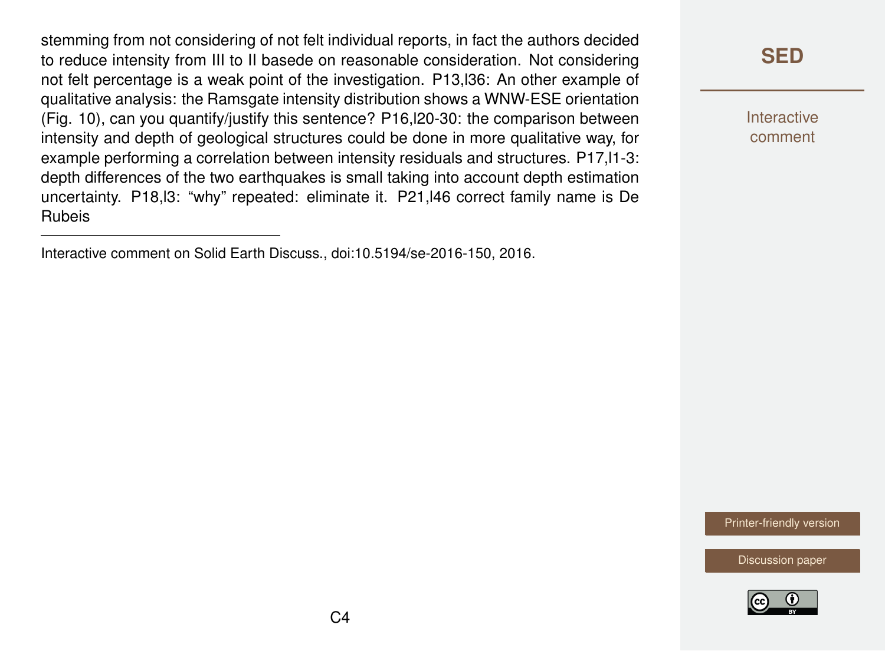stemming from not considering of not felt individual reports, in fact the authors decided to reduce intensity from III to II basede on reasonable consideration. Not considering not felt percentage is a weak point of the investigation. P13,l36: An other example of qualitative analysis: the Ramsgate intensity distribution shows a WNW-ESE orientation (Fig. 10), can you quantify/justify this sentence? P16,l20-30: the comparison between intensity and depth of geological structures could be done in more qualitative way, for example performing a correlation between intensity residuals and structures. P17,l1-3: depth differences of the two earthquakes is small taking into account depth estimation uncertainty. P18,l3: “why” repeated: eliminate it. P21,l46 correct family name is De Rubeis

---

Interactive comment on Solid Earth Discuss., doi:10.5194/se-2016-150, 2016.